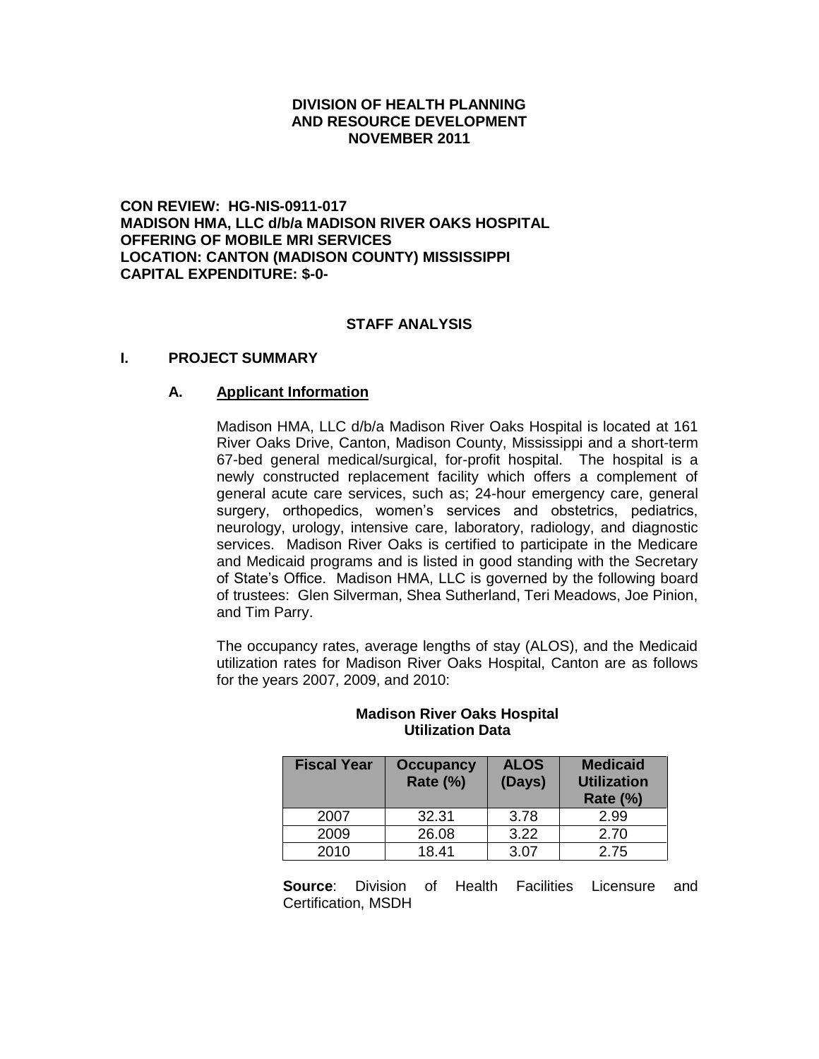**DIVISION OF HEALTH PLANNING
AND RESOURCE DEVELOPMENT
NOVEMBER 2011**

**CON REVIEW: HG-NIS-0911-017
MADISON HMA, LLC d/b/a MADISON RIVER OAKS HOSPITAL
OFFERING OF MOBILE MRI SERVICES
LOCATION: CANTON (MADISON COUNTY) MISSISSIPPI
CAPITAL EXPENDITURE: $-0-**

## STAFF ANALYSIS

### I. PROJECT SUMMARY

#### A. Applicant Information

Madison HMA, LLC d/b/a Madison River Oaks Hospital is located at 161 River Oaks Drive, Canton, Madison County, Mississippi and a short-term 67-bed general medical/surgical, for-profit hospital. The hospital is a newly constructed replacement facility which offers a complement of general acute care services, such as; 24-hour emergency care, general surgery, orthopedics, women's services and obstetrics, pediatrics, neurology, urology, intensive care, laboratory, radiology, and diagnostic services. Madison River Oaks is certified to participate in the Medicare and Medicaid programs and is listed in good standing with the Secretary of State's Office. Madison HMA, LLC is governed by the following board of trustees: Glen Silverman, Shea Sutherland, Teri Meadows, Joe Pinion, and Tim Parry.

The occupancy rates, average lengths of stay (ALOS), and the Medicaid utilization rates for Madison River Oaks Hospital, Canton are as follows for the years 2007, 2009, and 2010:

**Madison River Oaks Hospital
Utilization Data**

| Fiscal Year | Occupancy Rate (%) | ALOS (Days) | Medicaid Utilization Rate (%) |
|---|---|---|---|
| 2007 | 32.31 | 3.78 | 2.99 |
| 2009 | 26.08 | 3.22 | 2.70 |
| 2010 | 18.41 | 3.07 | 2.75 |

**Source**: Division of Health Facilities Licensure and Certification, MSDH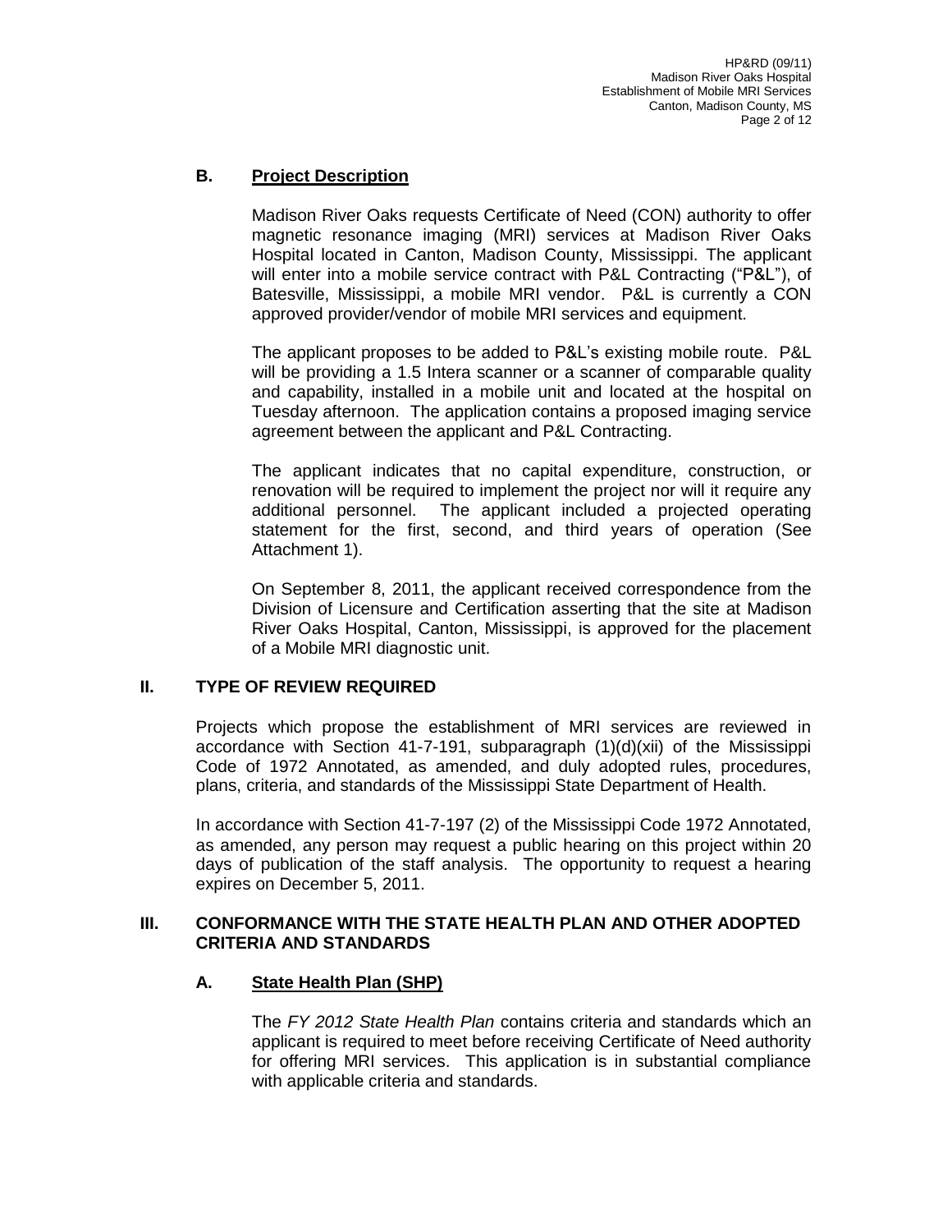## B. Project Description

Madison River Oaks requests Certificate of Need (CON) authority to offer magnetic resonance imaging (MRI) services at Madison River Oaks Hospital located in Canton, Madison County, Mississippi. The applicant will enter into a mobile service contract with P&L Contracting ("P&L"), of Batesville, Mississippi, a mobile MRI vendor. P&L is currently a CON approved provider/vendor of mobile MRI services and equipment.

The applicant proposes to be added to P&L's existing mobile route. P&L will be providing a 1.5 Intera scanner or a scanner of comparable quality and capability, installed in a mobile unit and located at the hospital on Tuesday afternoon. The application contains a proposed imaging service agreement between the applicant and P&L Contracting.

The applicant indicates that no capital expenditure, construction, or renovation will be required to implement the project nor will it require any additional personnel. The applicant included a projected operating statement for the first, second, and third years of operation (See Attachment 1).

On September 8, 2011, the applicant received correspondence from the Division of Licensure and Certification asserting that the site at Madison River Oaks Hospital, Canton, Mississippi, is approved for the placement of a Mobile MRI diagnostic unit.

# II. TYPE OF REVIEW REQUIRED

Projects which propose the establishment of MRI services are reviewed in accordance with Section 41-7-191, subparagraph (1)(d)(xii) of the Mississippi Code of 1972 Annotated, as amended, and duly adopted rules, procedures, plans, criteria, and standards of the Mississippi State Department of Health.

In accordance with Section 41-7-197 (2) of the Mississippi Code 1972 Annotated, as amended, any person may request a public hearing on this project within 20 days of publication of the staff analysis. The opportunity to request a hearing expires on December 5, 2011.

# III. CONFORMANCE WITH THE STATE HEALTH PLAN AND OTHER ADOPTED CRITERIA AND STANDARDS

## A. State Health Plan (SHP)

The *FY 2012 State Health Plan* contains criteria and standards which an applicant is required to meet before receiving Certificate of Need authority for offering MRI services. This application is in substantial compliance with applicable criteria and standards.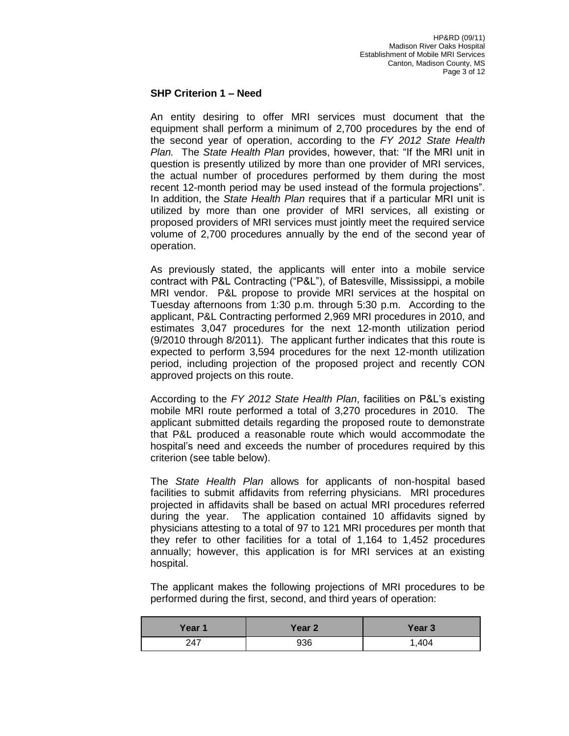**SHP Criterion 1 – Need**

An entity desiring to offer MRI services must document that the equipment shall perform a minimum of 2,700 procedures by the end of the second year of operation, according to the *FY 2012 State Health Plan.* The *State Health Plan* provides, however, that: "If the MRI unit in question is presently utilized by more than one provider of MRI services, the actual number of procedures performed by them during the most recent 12-month period may be used instead of the formula projections". In addition, the *State Health Plan* requires that if a particular MRI unit is utilized by more than one provider of MRI services, all existing or proposed providers of MRI services must jointly meet the required service volume of 2,700 procedures annually by the end of the second year of operation.

As previously stated, the applicants will enter into a mobile service contract with P&L Contracting ("P&L"), of Batesville, Mississippi, a mobile MRI vendor. P&L propose to provide MRI services at the hospital on Tuesday afternoons from 1:30 p.m. through 5:30 p.m. According to the applicant, P&L Contracting performed 2,969 MRI procedures in 2010, and estimates 3,047 procedures for the next 12-month utilization period (9/2010 through 8/2011). The applicant further indicates that this route is expected to perform 3,594 procedures for the next 12-month utilization period, including projection of the proposed project and recently CON approved projects on this route.

According to the *FY 2012 State Health Plan*, facilities on P&L's existing mobile MRI route performed a total of 3,270 procedures in 2010. The applicant submitted details regarding the proposed route to demonstrate that P&L produced a reasonable route which would accommodate the hospital's need and exceeds the number of procedures required by this criterion (see table below).

The *State Health Plan* allows for applicants of non-hospital based facilities to submit affidavits from referring physicians. MRI procedures projected in affidavits shall be based on actual MRI procedures referred during the year. The application contained 10 affidavits signed by physicians attesting to a total of 97 to 121 MRI procedures per month that they refer to other facilities for a total of 1,164 to 1,452 procedures annually; however, this application is for MRI services at an existing hospital.

The applicant makes the following projections of MRI procedures to be performed during the first, second, and third years of operation:

| Year 1 | Year 2 | Year 3 |
| --- | --- | --- |
| 247 | 936 | 1,404 |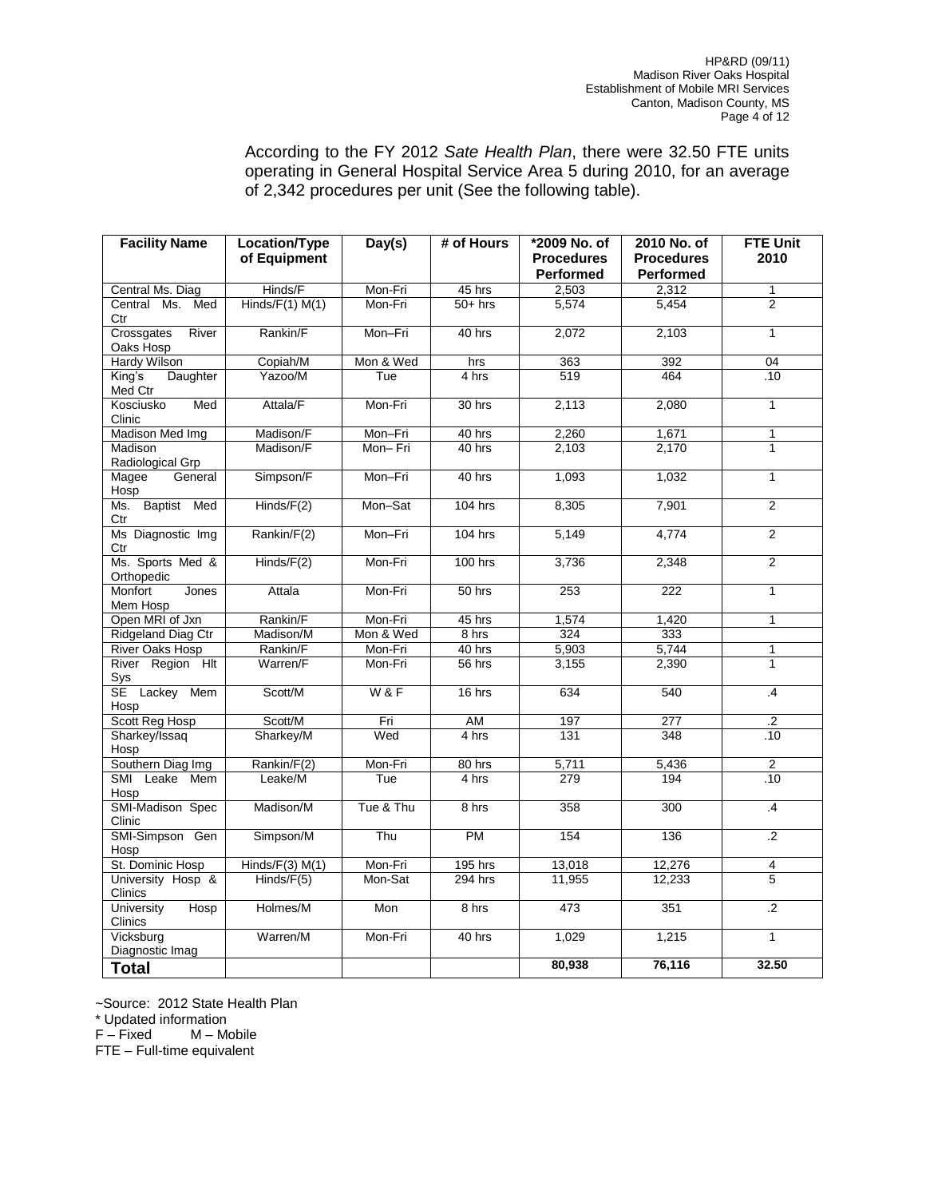According to the FY 2012 *Sate Health Plan*, there were 32.50 FTE units operating in General Hospital Service Area 5 during 2010, for an average of 2,342 procedures per unit (See the following table).

| Facility Name | Location/Type of Equipment | Day(s) | # of Hours | *2009 No. of Procedures Performed | 2010 No. of Procedures Performed | FTE Unit 2010 |
|---|---|---|---|---|---|---|
| Central Ms. Diag | Hinds/F | Mon-Fri | 45 hrs | 2,503 | 2,312 | 1 |
| Central Ms. Med Ctr | Hinds/F(1) M(1) | Mon-Fri | 50+ hrs | 5,574 | 5,454 | 2 |
| Crossgates River Oaks Hosp | Rankin/F | Mon–Fri | 40 hrs | 2,072 | 2,103 | 1 |
| Hardy Wilson | Copiah/M | Mon & Wed | hrs | 363 | 392 | 04 |
| King's Daughter Med Ctr | Yazoo/M | Tue | 4 hrs | 519 | 464 | .10 |
| Kosciusko Med Clinic | Attala/F | Mon-Fri | 30 hrs | 2,113 | 2,080 | 1 |
| Madison Med Img | Madison/F | Mon–Fri | 40 hrs | 2,260 | 1,671 | 1 |
| Madison Radiological Grp | Madison/F | Mon– Fri | 40 hrs | 2,103 | 2,170 | 1 |
| Magee General Hosp | Simpson/F | Mon–Fri | 40 hrs | 1,093 | 1,032 | 1 |
| Ms. Baptist Med Ctr | Hinds/F(2) | Mon–Sat | 104 hrs | 8,305 | 7,901 | 2 |
| Ms Diagnostic Img Ctr | Rankin/F(2) | Mon–Fri | 104 hrs | 5,149 | 4,774 | 2 |
| Ms. Sports Med & Orthopedic | Hinds/F(2) | Mon-Fri | 100 hrs | 3,736 | 2,348 | 2 |
| Monfort Jones Mem Hosp | Attala | Mon-Fri | 50 hrs | 253 | 222 | 1 |
| Open MRI of Jxn | Rankin/F | Mon-Fri | 45 hrs | 1,574 | 1,420 | 1 |
| Ridgeland Diag Ctr | Madison/M | Mon & Wed | 8 hrs | 324 | 333 | |
| River Oaks Hosp | Rankin/F | Mon-Fri | 40 hrs | 5,903 | 5,744 | 1 |
| River Region Hlt Sys | Warren/F | Mon-Fri | 56 hrs | 3,155 | 2,390 | 1 |
| SE Lackey Mem Hosp | Scott/M | W & F | 16 hrs | 634 | 540 | .4 |
| Scott Reg Hosp | Scott/M | Fri | AM | 197 | 277 | .2 |
| Sharkey/Issaq Hosp | Sharkey/M | Wed | 4 hrs | 131 | 348 | .10 |
| Southern Diag Img | Rankin/F(2) | Mon-Fri | 80 hrs | 5,711 | 5,436 | 2 |
| SMI Leake Mem Hosp | Leake/M | Tue | 4 hrs | 279 | 194 | .10 |
| SMI-Madison Spec Clinic | Madison/M | Tue & Thu | 8 hrs | 358 | 300 | .4 |
| SMI-Simpson Gen Hosp | Simpson/M | Thu | PM | 154 | 136 | .2 |
| St. Dominic Hosp | Hinds/F(3) M(1) | Mon-Fri | 195 hrs | 13,018 | 12,276 | 4 |
| University Hosp & Clinics | Hinds/F(5) | Mon-Sat | 294 hrs | 11,955 | 12,233 | 5 |
| University Hosp Clinics | Holmes/M | Mon | 8 hrs | 473 | 351 | .2 |
| Vicksburg Diagnostic Imag | Warren/M | Mon-Fri | 40 hrs | 1,029 | 1,215 | 1 |
| **Total** | | | | **80,938** | **76,116** | **32.50** |

~Source: 2012 State Health Plan
* Updated information
F – Fixed M – Mobile
FTE – Full-time equivalent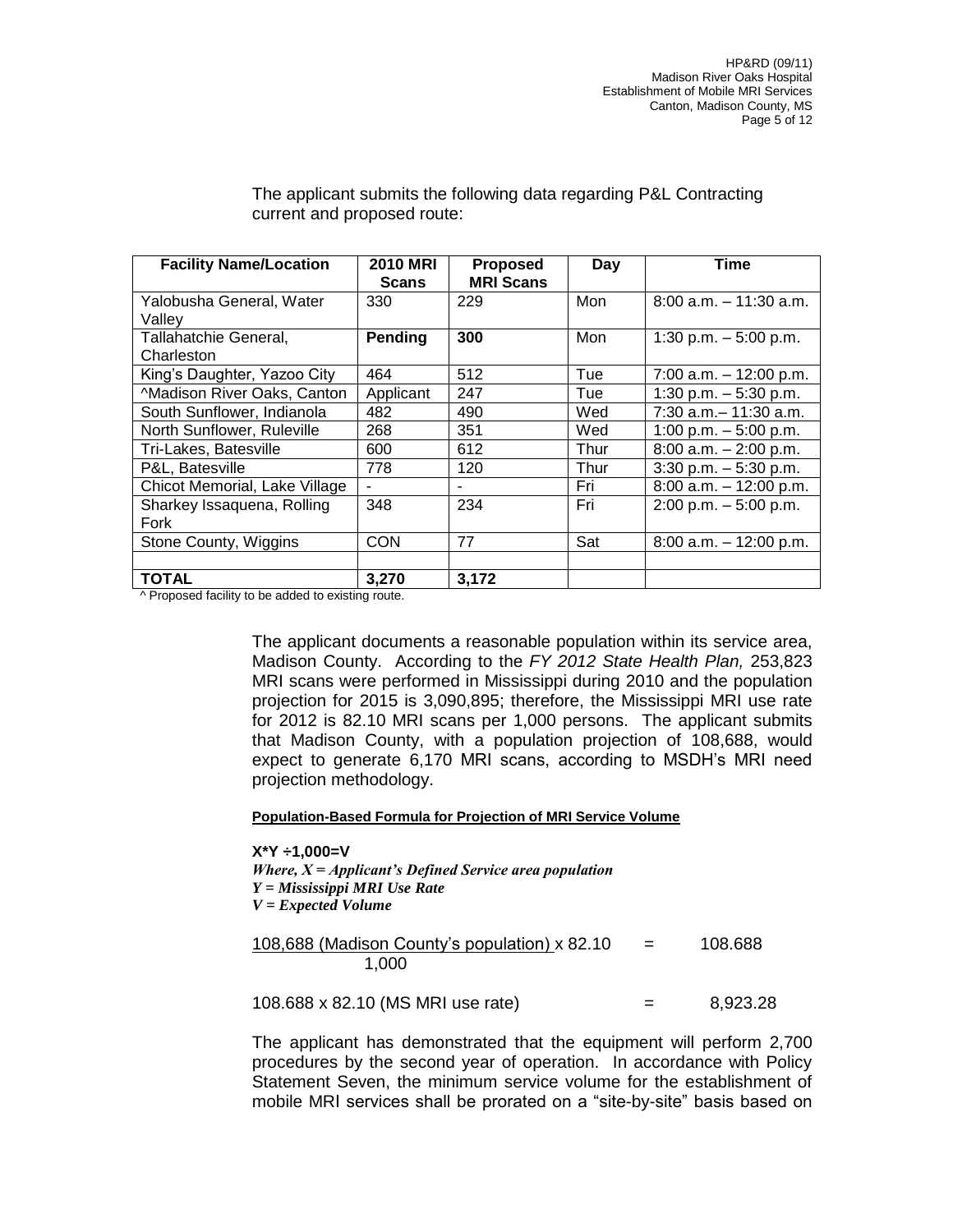The applicant submits the following data regarding P&L Contracting current and proposed route:

| Facility Name/Location | 2010 MRI Scans | Proposed MRI Scans | Day | Time |
|---|---|---|---|---|
| Yalobusha General, Water Valley | 330 | 229 | Mon | 8:00 a.m. – 11:30 a.m. |
| Tallahatchie General, Charleston | **Pending** | **300** | Mon | 1:30 p.m. – 5:00 p.m. |
| King's Daughter, Yazoo City | 464 | 512 | Tue | 7:00 a.m. – 12:00 p.m. |
| ^Madison River Oaks, Canton | Applicant | 247 | Tue | 1:30 p.m. – 5:30 p.m. |
| South Sunflower, Indianola | 482 | 490 | Wed | 7:30 a.m.– 11:30 a.m. |
| North Sunflower, Ruleville | 268 | 351 | Wed | 1:00 p.m. – 5:00 p.m. |
| Tri-Lakes, Batesville | 600 | 612 | Thur | 8:00 a.m. – 2:00 p.m. |
| P&L, Batesville | 778 | 120 | Thur | 3:30 p.m. – 5:30 p.m. |
| Chicot Memorial, Lake Village | - | - | Fri | 8:00 a.m. – 12:00 p.m. |
| Sharkey Issaquena, Rolling Fork | 348 | 234 | Fri | 2:00 p.m. – 5:00 p.m. |
| Stone County, Wiggins | CON | 77 | Sat | 8:00 a.m. – 12:00 p.m. |
| | | | | |
| **TOTAL** | **3,270** | **3,172** | | |

^ Proposed facility to be added to existing route.

The applicant documents a reasonable population within its service area, Madison County. According to the *FY 2012 State Health Plan,* 253,823 MRI scans were performed in Mississippi during 2010 and the population projection for 2015 is 3,090,895; therefore, the Mississippi MRI use rate for 2012 is 82.10 MRI scans per 1,000 persons. The applicant submits that Madison County, with a population projection of 108,688, would expect to generate 6,170 MRI scans, according to MSDH's MRI need projection methodology.

**Population-Based Formula for Projection of MRI Service Volume**

**X*Y ÷1,000=V**
***Where, X = Applicant's Defined Service area population***
***Y = Mississippi MRI Use Rate***
***V = Expected Volume***

$$\frac{\text{108,688 (Madison County's population)}}{\text{1,000}} \times 82.10 = 108.688$$

108.688 x 82.10 (MS MRI use rate) = 8,923.28

The applicant has demonstrated that the equipment will perform 2,700 procedures by the second year of operation. In accordance with Policy Statement Seven, the minimum service volume for the establishment of mobile MRI services shall be prorated on a "site-by-site" basis based on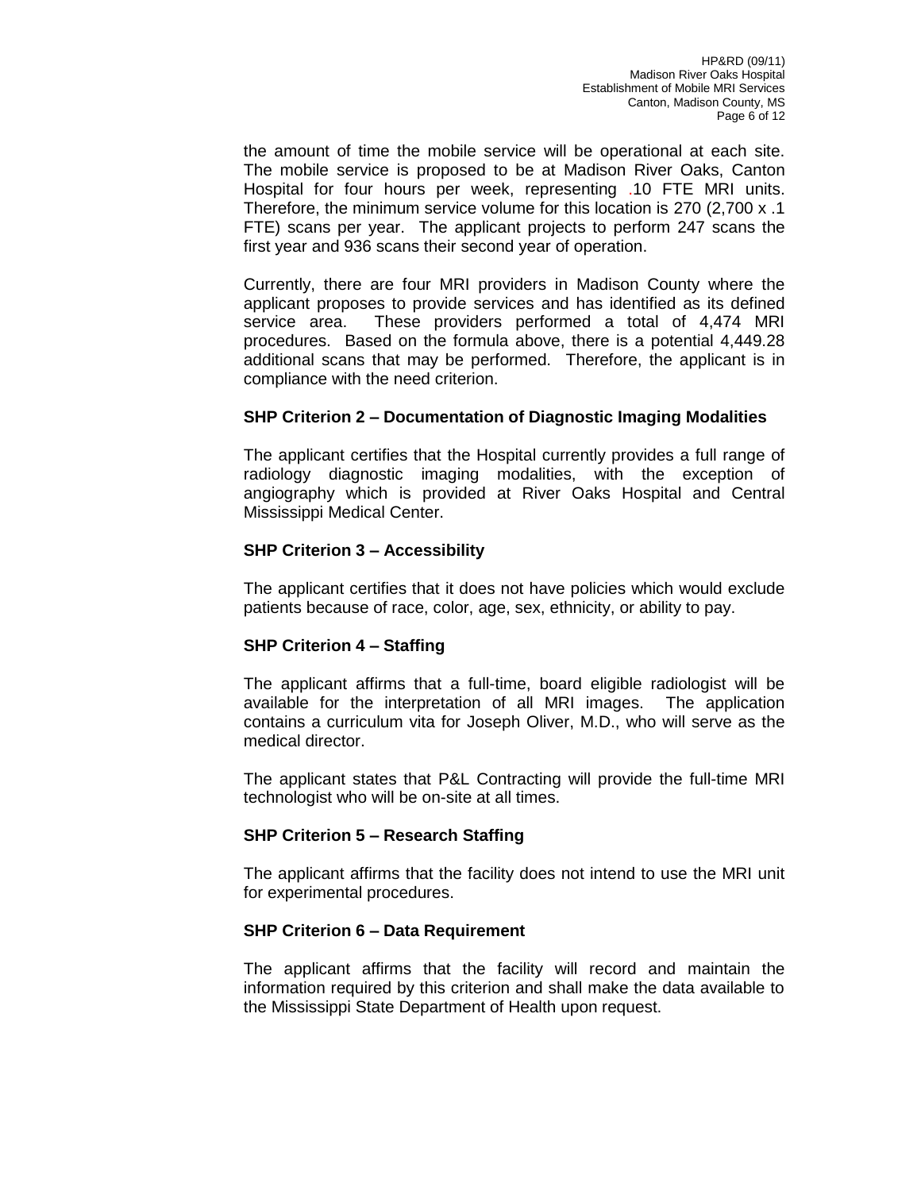the amount of time the mobile service will be operational at each site. The mobile service is proposed to be at Madison River Oaks, Canton Hospital for four hours per week, representing .10 FTE MRI units. Therefore, the minimum service volume for this location is 270 (2,700 x .1 FTE) scans per year. The applicant projects to perform 247 scans the first year and 936 scans their second year of operation.

Currently, there are four MRI providers in Madison County where the applicant proposes to provide services and has identified as its defined service area. These providers performed a total of 4,474 MRI procedures. Based on the formula above, there is a potential 4,449.28 additional scans that may be performed. Therefore, the applicant is in compliance with the need criterion.

**SHP Criterion 2 – Documentation of Diagnostic Imaging Modalities**

The applicant certifies that the Hospital currently provides a full range of radiology diagnostic imaging modalities, with the exception of angiography which is provided at River Oaks Hospital and Central Mississippi Medical Center.

**SHP Criterion 3 – Accessibility**

The applicant certifies that it does not have policies which would exclude patients because of race, color, age, sex, ethnicity, or ability to pay.

**SHP Criterion 4 – Staffing**

The applicant affirms that a full-time, board eligible radiologist will be available for the interpretation of all MRI images. The application contains a curriculum vita for Joseph Oliver, M.D., who will serve as the medical director.

The applicant states that P&L Contracting will provide the full-time MRI technologist who will be on-site at all times.

**SHP Criterion 5 – Research Staffing**

The applicant affirms that the facility does not intend to use the MRI unit for experimental procedures.

**SHP Criterion 6 – Data Requirement**

The applicant affirms that the facility will record and maintain the information required by this criterion and shall make the data available to the Mississippi State Department of Health upon request.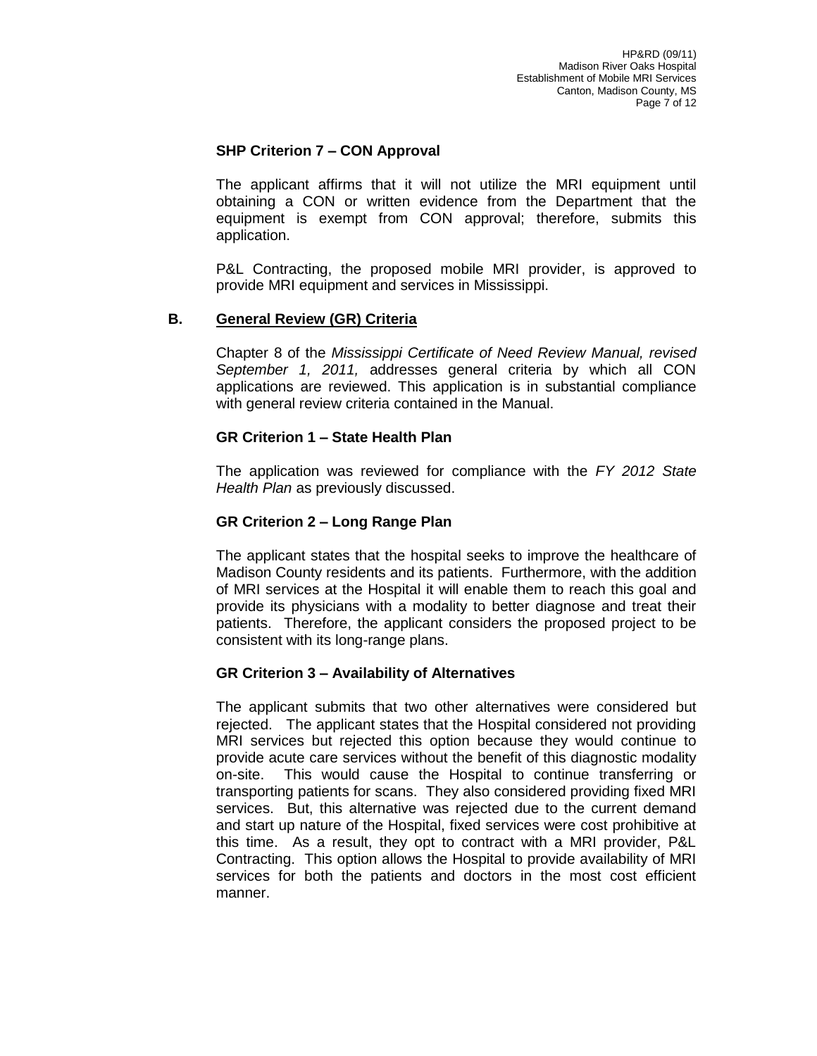### SHP Criterion 7 – CON Approval

The applicant affirms that it will not utilize the MRI equipment until obtaining a CON or written evidence from the Department that the equipment is exempt from CON approval; therefore, submits this application.

P&L Contracting, the proposed mobile MRI provider, is approved to provide MRI equipment and services in Mississippi.

## B. General Review (GR) Criteria

Chapter 8 of the *Mississippi Certificate of Need Review Manual, revised September 1, 2011,* addresses general criteria by which all CON applications are reviewed. This application is in substantial compliance with general review criteria contained in the Manual.

### GR Criterion 1 – State Health Plan

The application was reviewed for compliance with the *FY 2012 State Health Plan* as previously discussed.

### GR Criterion 2 – Long Range Plan

The applicant states that the hospital seeks to improve the healthcare of Madison County residents and its patients. Furthermore, with the addition of MRI services at the Hospital it will enable them to reach this goal and provide its physicians with a modality to better diagnose and treat their patients. Therefore, the applicant considers the proposed project to be consistent with its long-range plans.

### GR Criterion 3 – Availability of Alternatives

The applicant submits that two other alternatives were considered but rejected. The applicant states that the Hospital considered not providing MRI services but rejected this option because they would continue to provide acute care services without the benefit of this diagnostic modality on-site. This would cause the Hospital to continue transferring or transporting patients for scans. They also considered providing fixed MRI services. But, this alternative was rejected due to the current demand and start up nature of the Hospital, fixed services were cost prohibitive at this time. As a result, they opt to contract with a MRI provider, P&L Contracting. This option allows the Hospital to provide availability of MRI services for both the patients and doctors in the most cost efficient manner.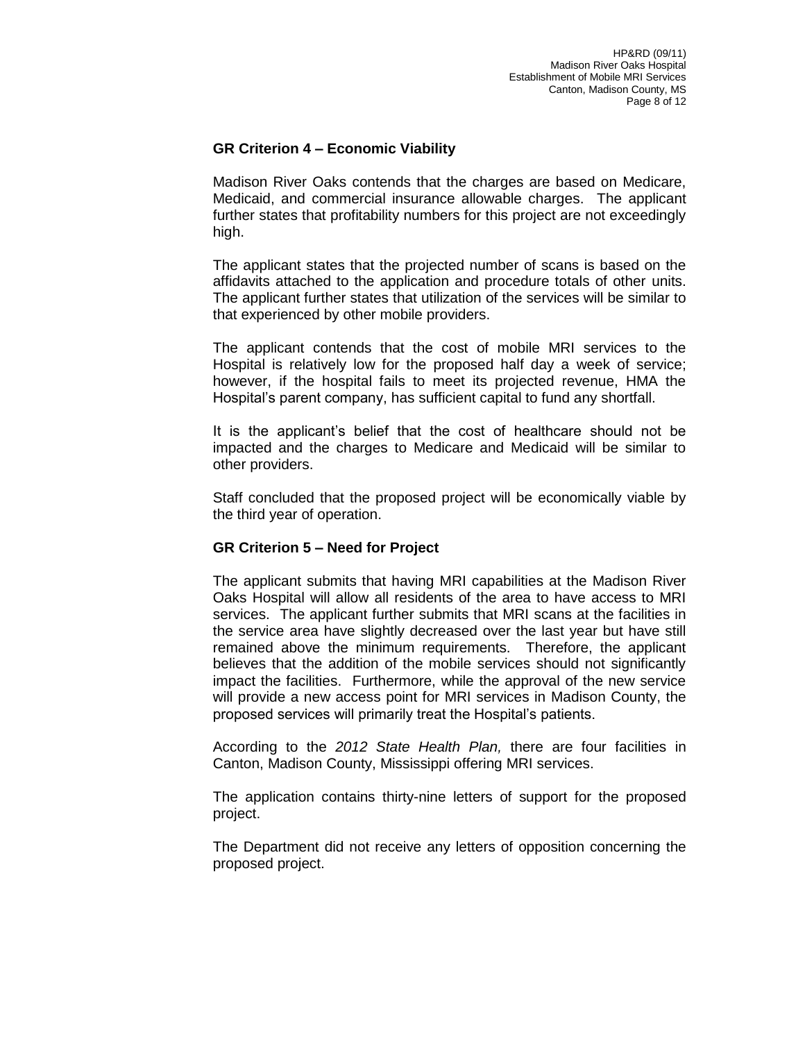### GR Criterion 4 – Economic Viability

Madison River Oaks contends that the charges are based on Medicare, Medicaid, and commercial insurance allowable charges. The applicant further states that profitability numbers for this project are not exceedingly high.

The applicant states that the projected number of scans is based on the affidavits attached to the application and procedure totals of other units. The applicant further states that utilization of the services will be similar to that experienced by other mobile providers.

The applicant contends that the cost of mobile MRI services to the Hospital is relatively low for the proposed half day a week of service; however, if the hospital fails to meet its projected revenue, HMA the Hospital's parent company, has sufficient capital to fund any shortfall.

It is the applicant's belief that the cost of healthcare should not be impacted and the charges to Medicare and Medicaid will be similar to other providers.

Staff concluded that the proposed project will be economically viable by the third year of operation.

### GR Criterion 5 – Need for Project

The applicant submits that having MRI capabilities at the Madison River Oaks Hospital will allow all residents of the area to have access to MRI services. The applicant further submits that MRI scans at the facilities in the service area have slightly decreased over the last year but have still remained above the minimum requirements. Therefore, the applicant believes that the addition of the mobile services should not significantly impact the facilities. Furthermore, while the approval of the new service will provide a new access point for MRI services in Madison County, the proposed services will primarily treat the Hospital's patients.

According to the *2012 State Health Plan,* there are four facilities in Canton, Madison County, Mississippi offering MRI services.

The application contains thirty-nine letters of support for the proposed project.

The Department did not receive any letters of opposition concerning the proposed project.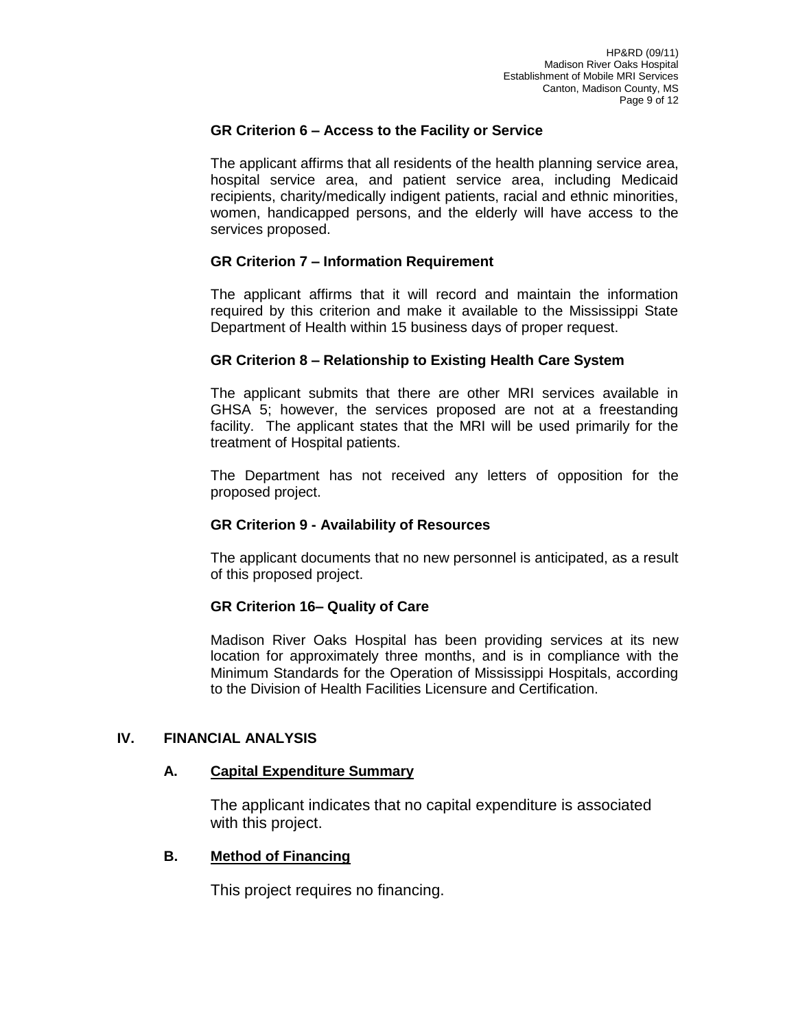### GR Criterion 6 – Access to the Facility or Service

The applicant affirms that all residents of the health planning service area, hospital service area, and patient service area, including Medicaid recipients, charity/medically indigent patients, racial and ethnic minorities, women, handicapped persons, and the elderly will have access to the services proposed.

### GR Criterion 7 – Information Requirement

The applicant affirms that it will record and maintain the information required by this criterion and make it available to the Mississippi State Department of Health within 15 business days of proper request.

### GR Criterion 8 – Relationship to Existing Health Care System

The applicant submits that there are other MRI services available in GHSA 5; however, the services proposed are not at a freestanding facility. The applicant states that the MRI will be used primarily for the treatment of Hospital patients.

The Department has not received any letters of opposition for the proposed project.

### GR Criterion 9 - Availability of Resources

The applicant documents that no new personnel is anticipated, as a result of this proposed project.

### GR Criterion 16– Quality of Care

Madison River Oaks Hospital has been providing services at its new location for approximately three months, and is in compliance with the Minimum Standards for the Operation of Mississippi Hospitals, according to the Division of Health Facilities Licensure and Certification.

## IV. FINANCIAL ANALYSIS

### A. Capital Expenditure Summary

The applicant indicates that no capital expenditure is associated with this project.

### B. Method of Financing

This project requires no financing.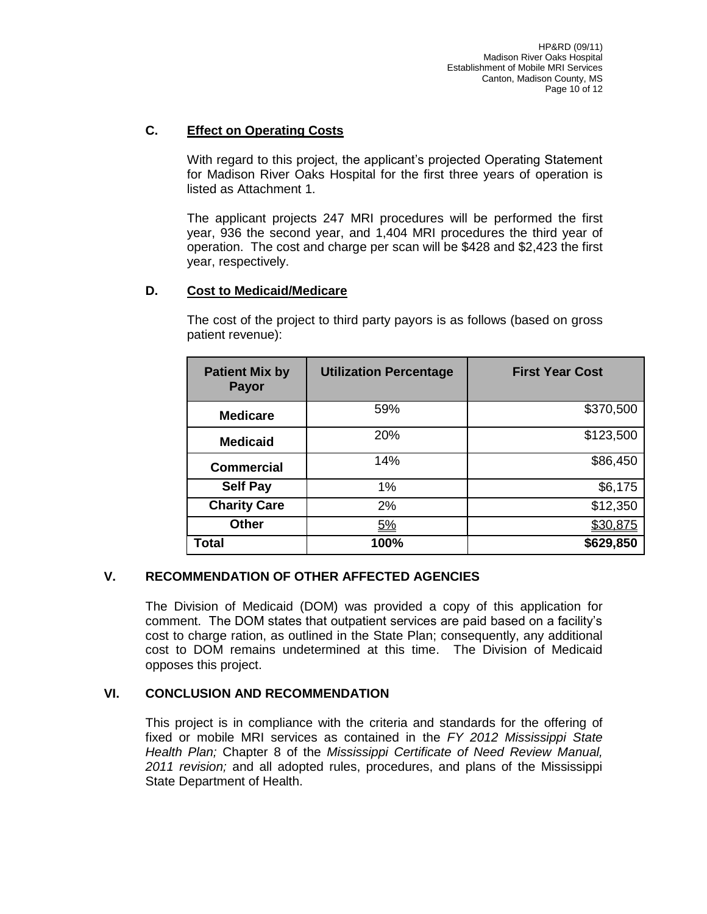### C. **Effect on Operating Costs**

With regard to this project, the applicant's projected Operating Statement for Madison River Oaks Hospital for the first three years of operation is listed as Attachment 1.

The applicant projects 247 MRI procedures will be performed the first year, 936 the second year, and 1,404 MRI procedures the third year of operation. The cost and charge per scan will be $428 and $2,423 the first year, respectively.

### D. **Cost to Medicaid/Medicare**

The cost of the project to third party payors is as follows (based on gross patient revenue):

| Patient Mix by Payor | Utilization Percentage | First Year Cost |
|---|---|---|
| **Medicare** | 59% | $370,500 |
| **Medicaid** | 20% | $123,500 |
| **Commercial** | 14% | $86,450 |
| **Self Pay** | 1% | $6,175 |
| **Charity Care** | 2% | $12,350 |
| **Other** | 5% | $30,875 |
| **Total** | **100%** | **$629,850** |

## V. RECOMMENDATION OF OTHER AFFECTED AGENCIES

The Division of Medicaid (DOM) was provided a copy of this application for comment. The DOM states that outpatient services are paid based on a facility's cost to charge ration, as outlined in the State Plan; consequently, any additional cost to DOM remains undetermined at this time. The Division of Medicaid opposes this project.

## VI. CONCLUSION AND RECOMMENDATION

This project is in compliance with the criteria and standards for the offering of fixed or mobile MRI services as contained in the *FY 2012 Mississippi State Health Plan;* Chapter 8 of the *Mississippi Certificate of Need Review Manual, 2011 revision;* and all adopted rules, procedures, and plans of the Mississippi State Department of Health.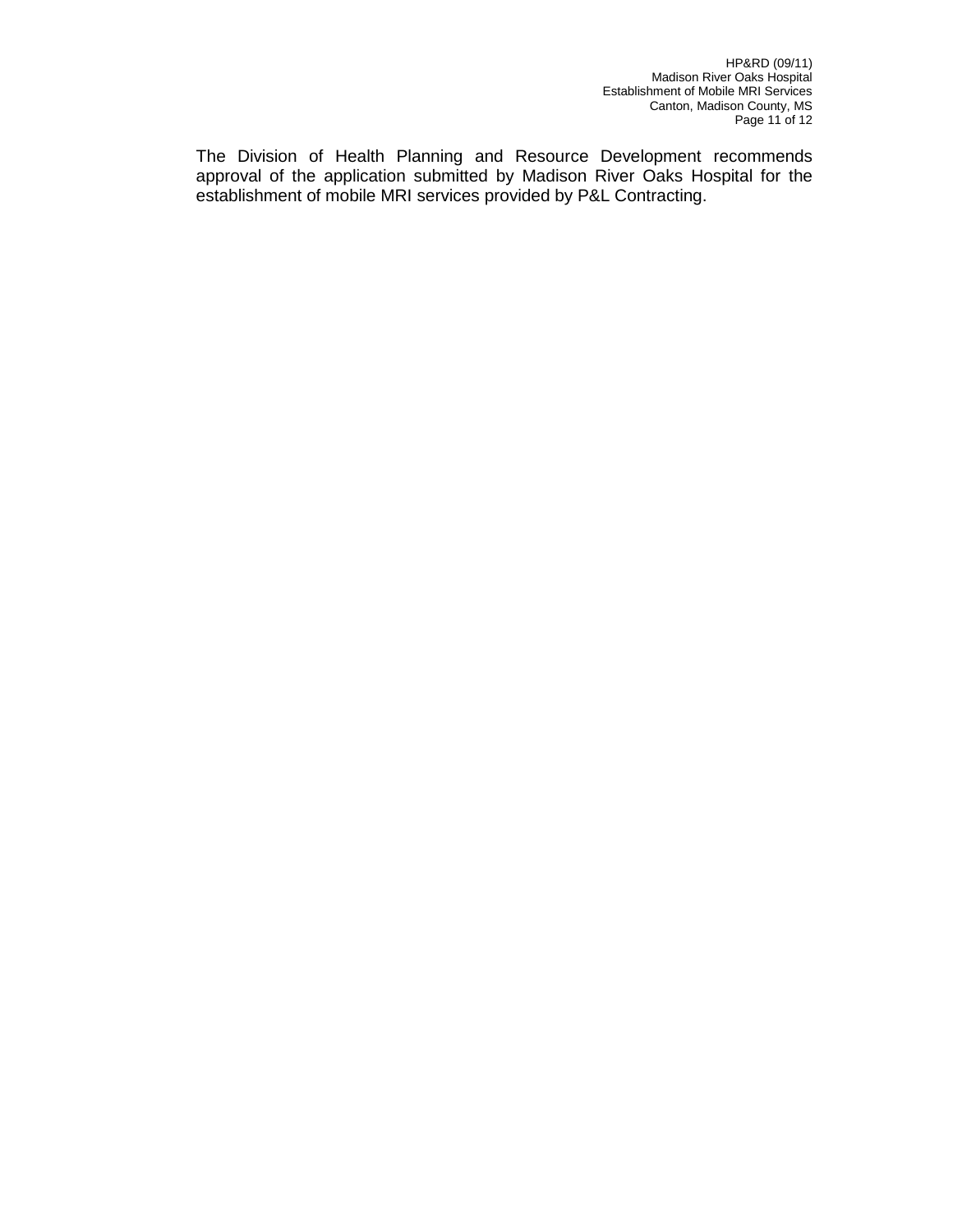The Division of Health Planning and Resource Development recommends approval of the application submitted by Madison River Oaks Hospital for the establishment of mobile MRI services provided by P&L Contracting.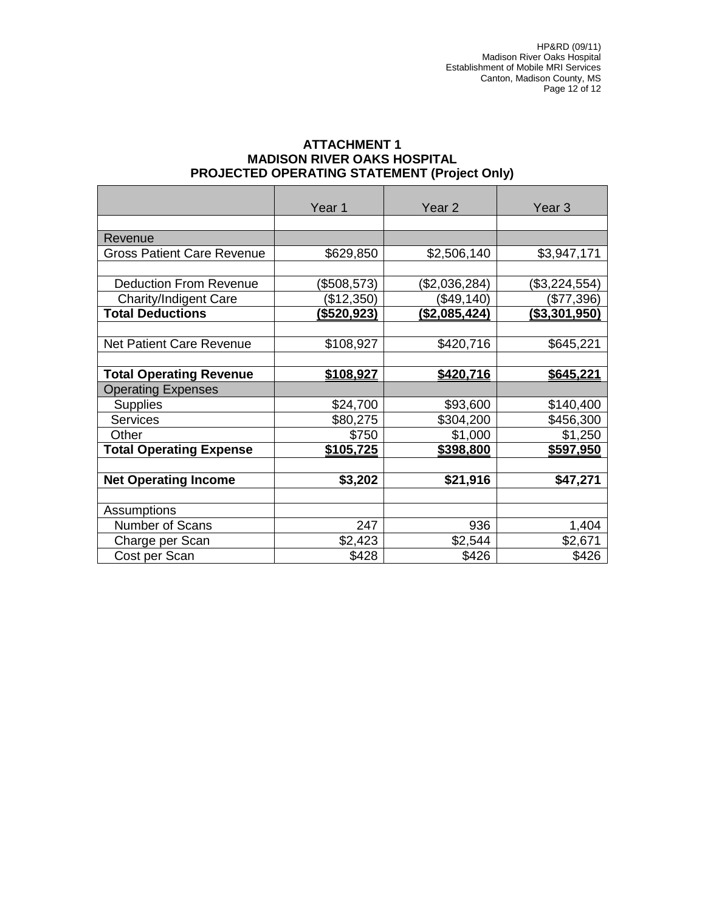## ATTACHMENT 1
## MADISON RIVER OAKS HOSPITAL
## PROJECTED OPERATING STATEMENT (Project Only)

| | Year 1 | Year 2 | Year 3 |
|---|---|---|---|
| | | | |
| Revenue | | | |
| Gross Patient Care Revenue | $629,850 | $2,506,140 | $3,947,171 |
| | | | |
| Deduction From Revenue | ($508,573) | ($2,036,284) | ($3,224,554) |
| Charity/Indigent Care | ($12,350) | ($49,140) | ($77,396) |
| **Total Deductions** | **($520,923)** | **($2,085,424)** | **($3,301,950)** |
| | | | |
| Net Patient Care Revenue | $108,927 | $420,716 | $645,221 |
| | | | |
| **Total Operating Revenue** | **$108,927** | **$420,716** | **$645,221** |
| Operating Expenses | | | |
| Supplies | $24,700 | $93,600 | $140,400 |
| Services | $80,275 | $304,200 | $456,300 |
| Other | $750 | $1,000 | $1,250 |
| **Total Operating Expense** | **$105,725** | **$398,800** | **$597,950** |
| | | | |
| **Net Operating Income** | **$3,202** | **$21,916** | **$47,271** |
| | | | |
| Assumptions | | | |
| Number of Scans | 247 | 936 | 1,404 |
| Charge per Scan | $2,423 | $2,544 | $2,671 |
| Cost per Scan | $428 | $426 | $426 |